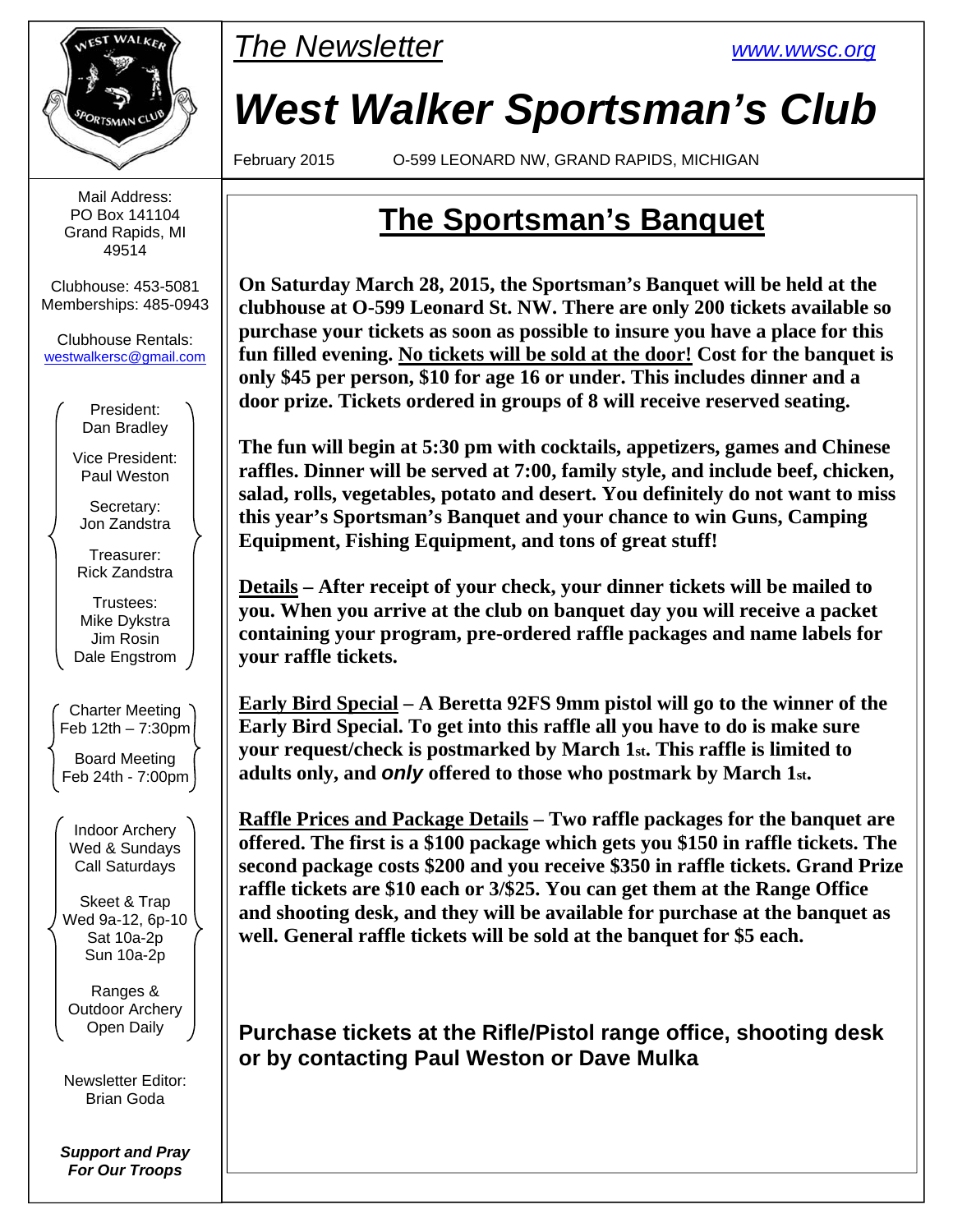*The Newsletter*

www.wwsc.org

# West Walker Sportsman's Club

February 2015 O-599 LEONARD NW, GRAND RAPIDS, MICHIGAN

Mail Address:
PO Box 141104
Grand Rapids, MI
49514

Clubhouse: 453-5081
Memberships: 485-0943

Clubhouse Rentals:
westwalkersc@gmail.com

President:
Dan Bradley

Vice President:
Paul Weston

Secretary:
Jon Zandstra

Treasurer:
Rick Zandstra

Trustees:
Mike Dykstra
Jim Rosin
Dale Engstrom

Charter Meeting
Feb 12th – 7:30pm

Board Meeting
Feb 24th - 7:00pm

Indoor Archery
Wed & Sundays
Call Saturdays

Skeet & Trap
Wed 9a-12, 6p-10
Sat 10a-2p
Sun 10a-2p

Ranges &
Outdoor Archery
Open Daily

Newsletter Editor:
Brian Goda

***Support and Pray For Our Troops***

## The Sportsman's Banquet

**On Saturday March 28, 2015, the Sportsman's Banquet will be held at the clubhouse at O-599 Leonard St. NW. There are only 200 tickets available so purchase your tickets as soon as possible to insure you have a place for this fun filled evening. No tickets will be sold at the door! Cost for the banquet is only $45 per person, $10 for age 16 or under. This includes dinner and a door prize. Tickets ordered in groups of 8 will receive reserved seating.**

**The fun will begin at 5:30 pm with cocktails, appetizers, games and Chinese raffles. Dinner will be served at 7:00, family style, and include beef, chicken, salad, rolls, vegetables, potato and desert. You definitely do not want to miss this year's Sportsman's Banquet and your chance to win Guns, Camping Equipment, Fishing Equipment, and tons of great stuff!**

**Details – After receipt of your check, your dinner tickets will be mailed to you. When you arrive at the club on banquet day you will receive a packet containing your program, pre-ordered raffle packages and name labels for your raffle tickets.**

**Early Bird Special – A Beretta 92FS 9mm pistol will go to the winner of the Early Bird Special. To get into this raffle all you have to do is make sure your request/check is postmarked by March 1st. This raffle is limited to adults only, and *only* offered to those who postmark by March 1st.**

**Raffle Prices and Package Details – Two raffle packages for the banquet are offered. The first is a $100 package which gets you $150 in raffle tickets. The second package costs $200 and you receive $350 in raffle tickets. Grand Prize raffle tickets are $10 each or 3/$25. You can get them at the Range Office and shooting desk, and they will be available for purchase at the banquet as well. General raffle tickets will be sold at the banquet for $5 each.**

**Purchase tickets at the Rifle/Pistol range office, shooting desk or by contacting Paul Weston or Dave Mulka**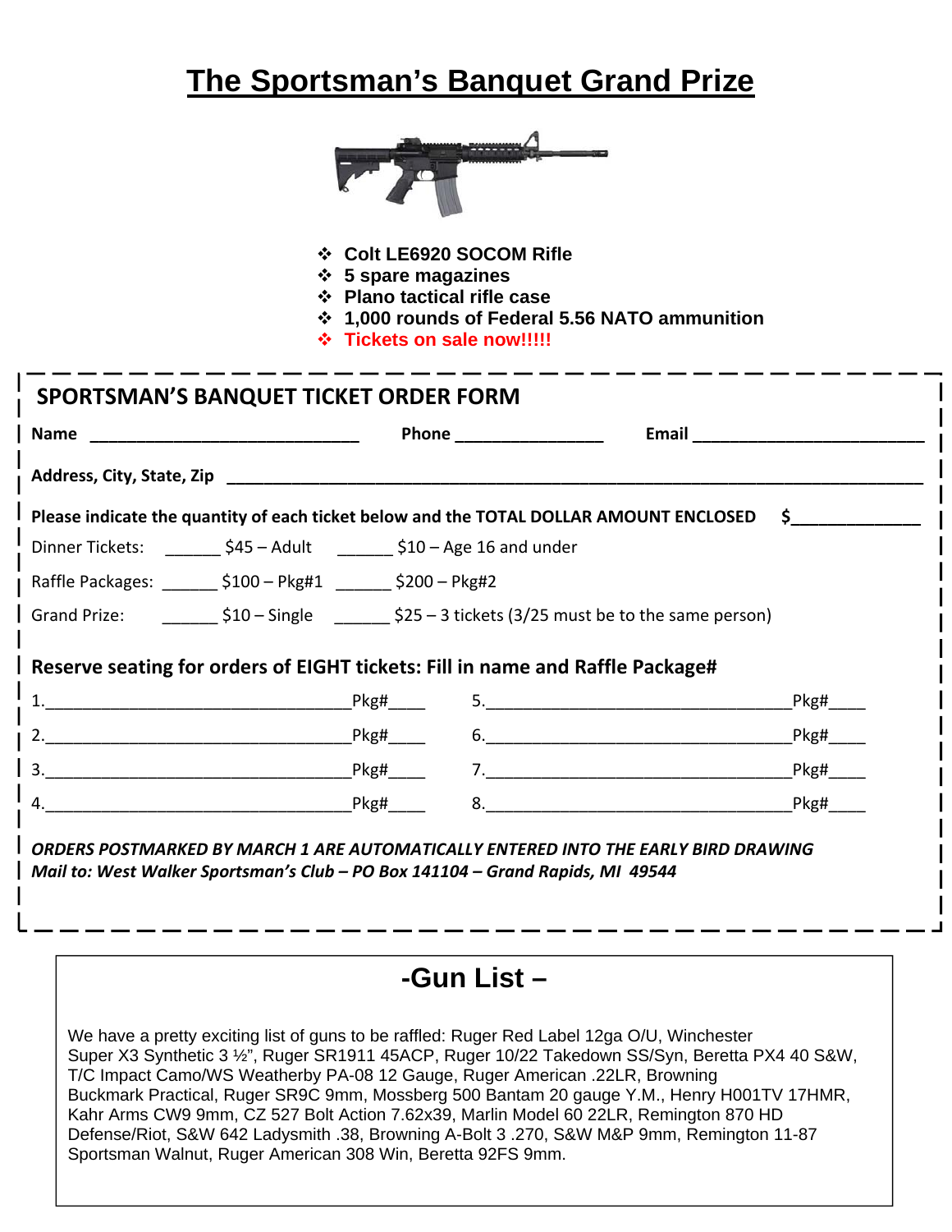# The Sportsman's Banquet Grand Prize

- Colt LE6920 SOCOM Rifle
- 5 spare magazines
- Plano tactical rifle case
- 1,000 rounds of Federal 5.56 NATO ammunition
- Tickets on sale now!!!!!

## SPORTSMAN'S BANQUET TICKET ORDER FORM

**Name** ______________________________ **Phone** ________________ **Email** __________________________

**Address, City, State, Zip** ______________________________________________________________________________

**Please indicate the quantity of each ticket below and the TOTAL DOLLAR AMOUNT ENCLOSED** $_____________

Dinner Tickets: ______ $45 – Adult ______ $10 – Age 16 and under

Raffle Packages: ______ $100 – Pkg#1 ______ $200 – Pkg#2

Grand Prize: ______ $10 – Single ______ $25 – 3 tickets (3/25 must be to the same person)

**Reserve seating for orders of EIGHT tickets: Fill in name and Raffle Package#**

1.__________________________________Pkg#____ 5.__________________________________Pkg#____

2.__________________________________Pkg#____ 6.__________________________________Pkg#____

3.__________________________________Pkg#____ 7.__________________________________Pkg#____

4.__________________________________Pkg#____ 8.__________________________________Pkg#____

***ORDERS POSTMARKED BY MARCH 1 ARE AUTOMATICALLY ENTERED INTO THE EARLY BIRD DRAWING***
***Mail to: West Walker Sportsman's Club – PO Box 141104 – Grand Rapids, MI 49544***

## -Gun List –

We have a pretty exciting list of guns to be raffled: Ruger Red Label 12ga O/U, Winchester Super X3 Synthetic 3 ½", Ruger SR1911 45ACP, Ruger 10/22 Takedown SS/Syn, Beretta PX4 40 S&W, T/C Impact Camo/WS Weatherby PA-08 12 Gauge, Ruger American .22LR, Browning Buckmark Practical, Ruger SR9C 9mm, Mossberg 500 Bantam 20 gauge Y.M., Henry H001TV 17HMR, Kahr Arms CW9 9mm, CZ 527 Bolt Action 7.62x39, Marlin Model 60 22LR, Remington 870 HD Defense/Riot, S&W 642 Ladysmith .38, Browning A-Bolt 3 .270, S&W M&P 9mm, Remington 11-87 Sportsman Walnut, Ruger American 308 Win, Beretta 92FS 9mm.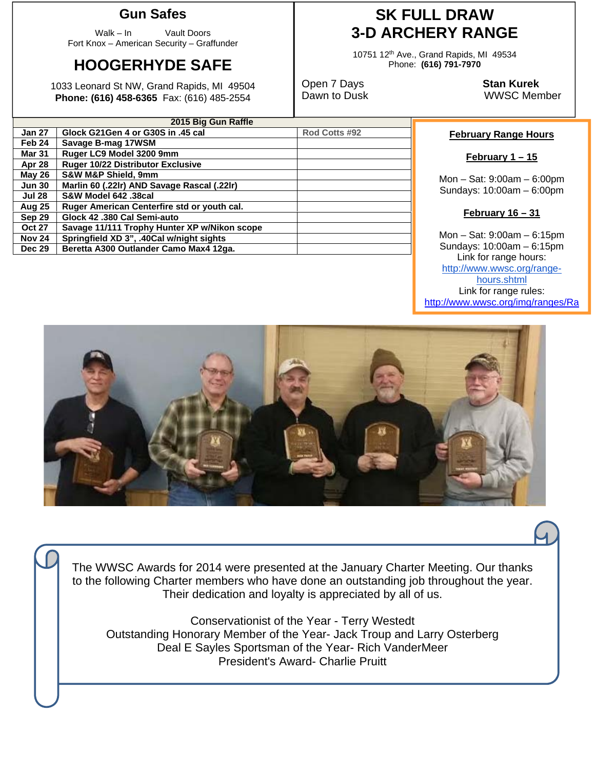## Gun Safes

Walk – In Vault Doors
Fort Knox – American Security – Graffunder

## HOOGERHYDE SAFE

1033 Leonard St NW, Grand Rapids, MI 49504
**Phone: (616) 458-6365** Fax: (616) 485-2554

## SK FULL DRAW 3-D ARCHERY RANGE

10751 12th Ave., Grand Rapids, MI 49534
Phone: **(616) 791-7970**

Open 7 Days
Dawn to Dusk

**Stan Kurek**
WWSC Member

| 2015 Big Gun Raffle | | |
|---|---|---|
| **Jan 27** | **Glock G21Gen 4 or G30S in .45 cal** | **Rod Cotts #92** |
| **Feb 24** | **Savage B-mag 17WSM** | |
| **Mar 31** | **Ruger LC9 Model 3200 9mm** | |
| **Apr 28** | **Ruger 10/22 Distributor Exclusive** | |
| **May 26** | **S&W M&P Shield, 9mm** | |
| **Jun 30** | **Marlin 60 (.22lr) AND Savage Rascal (.22lr)** | |
| **Jul 28** | **S&W Model 642 .38cal** | |
| **Aug 25** | **Ruger American Centerfire std or youth cal.** | |
| **Sep 29** | **Glock 42 .380 Cal Semi-auto** | |
| **Oct 27** | **Savage 11/111 Trophy Hunter XP w/Nikon scope** | |
| **Nov 24** | **Springfield XD 3", .40Cal w/night sights** | |
| **Dec 29** | **Beretta A300 Outlander Camo Max4 12ga.** | |

**February Range Hours**

**February 1 – 15**

Mon – Sat: 9:00am – 6:00pm
Sundays: 10:00am – 6:00pm

**February 16 – 31**

Mon – Sat: 9:00am – 6:15pm
Sundays: 10:00am – 6:15pm
Link for range hours:
http://www.wwsc.org/range-hours.shtml
Link for range rules:
http://www.wwsc.org/img/ranges/Ra

The WWSC Awards for 2014 were presented at the January Charter Meeting. Our thanks to the following Charter members who have done an outstanding job throughout the year. Their dedication and loyalty is appreciated by all of us.

Conservationist of the Year - Terry Westedt
Outstanding Honorary Member of the Year- Jack Troup and Larry Osterberg
Deal E Sayles Sportsman of the Year- Rich VanderMeer
President's Award- Charlie Pruitt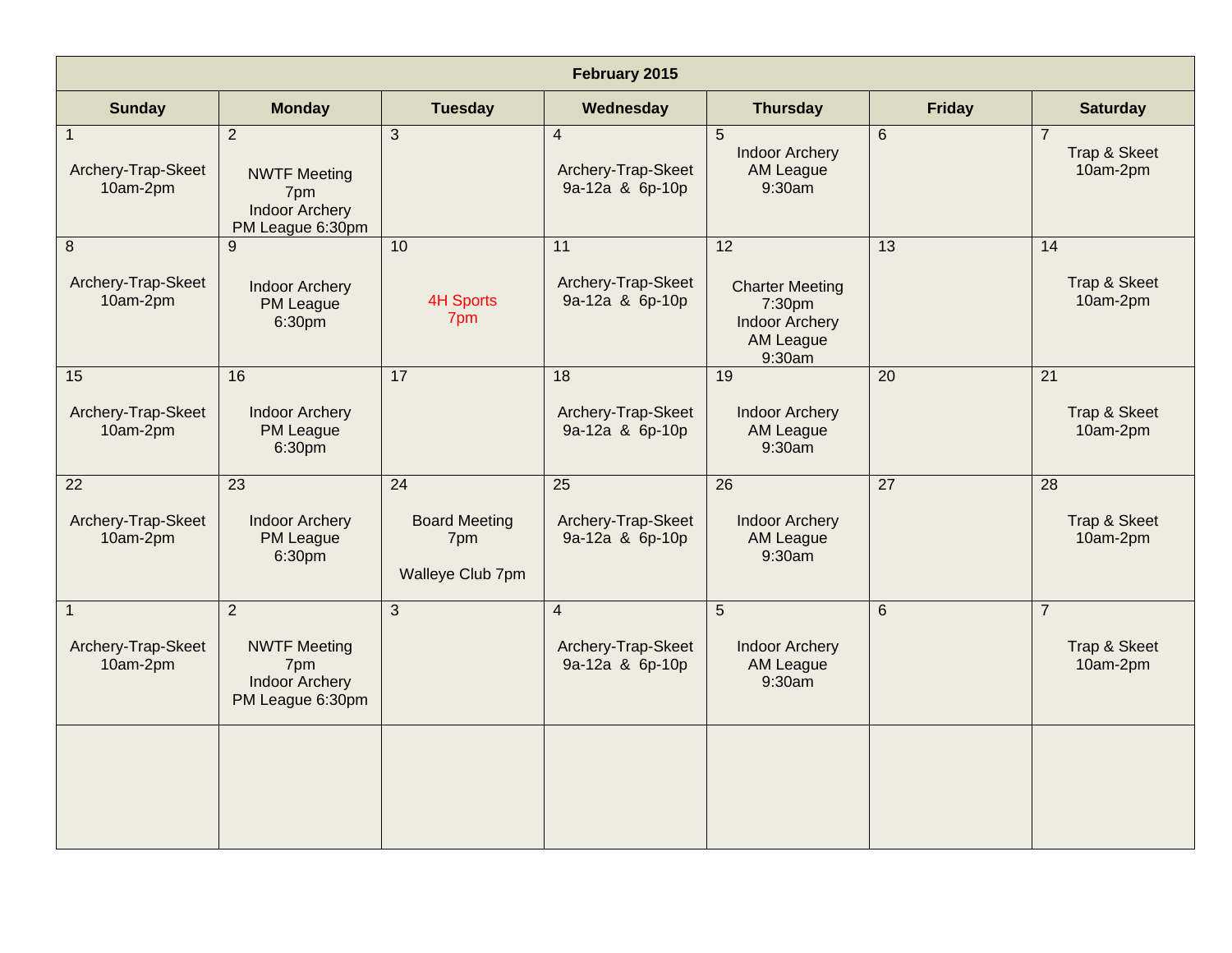| February 2015 | | | | | | |
|---|---|---|---|---|---|---|
| **Sunday** | **Monday** | **Tuesday** | **Wednesday** | **Thursday** | **Friday** | **Saturday** |
| 1<br>Archery-Trap-Skeet 10am-2pm | 2<br>NWTF Meeting 7pm<br>Indoor Archery PM League 6:30pm | 3 | 4<br>Archery-Trap-Skeet 9a-12a & 6p-10p | 5<br>Indoor Archery AM League 9:30am | 6 | 7<br>Trap & Skeet 10am-2pm |
| 8<br>Archery-Trap-Skeet 10am-2pm | 9<br>Indoor Archery PM League 6:30pm | 10<br>4H Sports 7pm | 11<br>Archery-Trap-Skeet 9a-12a & 6p-10p | 12<br>Charter Meeting 7:30pm<br>Indoor Archery AM League 9:30am | 13 | 14<br>Trap & Skeet 10am-2pm |
| 15<br>Archery-Trap-Skeet 10am-2pm | 16<br>Indoor Archery PM League 6:30pm | 17 | 18<br>Archery-Trap-Skeet 9a-12a & 6p-10p | 19<br>Indoor Archery AM League 9:30am | 20 | 21<br>Trap & Skeet 10am-2pm |
| 22<br>Archery-Trap-Skeet 10am-2pm | 23<br>Indoor Archery PM League 6:30pm | 24<br>Board Meeting 7pm<br>Walleye Club 7pm | 25<br>Archery-Trap-Skeet 9a-12a & 6p-10p | 26<br>Indoor Archery AM League 9:30am | 27 | 28<br>Trap & Skeet 10am-2pm |
| 1<br>Archery-Trap-Skeet 10am-2pm | 2<br>NWTF Meeting 7pm<br>Indoor Archery PM League 6:30pm | 3 | 4<br>Archery-Trap-Skeet 9a-12a & 6p-10p | 5<br>Indoor Archery AM League 9:30am | 6 | 7<br>Trap & Skeet 10am-2pm |
| | | | | | | |